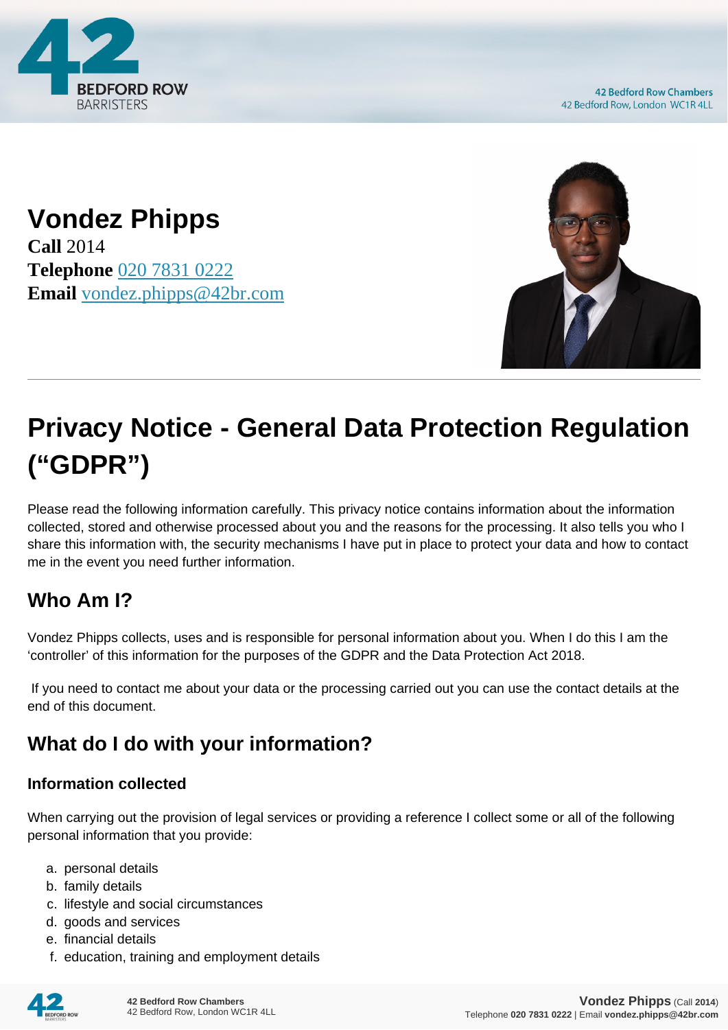# Vondez Phipps

**Call** 2014
**Telephone** 020 7831 0222
**Email** vondez.phipps@42br.com

# Privacy Notice - General Data Protection Regulation ("GDPR")

Please read the following information carefully. This privacy notice contains information about the information collected, stored and otherwise processed about you and the reasons for the processing. It also tells you who I share this information with, the security mechanisms I have put in place to protect your data and how to contact me in the event you need further information.

## Who Am I?

Vondez Phipps collects, uses and is responsible for personal information about you. When I do this I am the 'controller' of this information for the purposes of the GDPR and the Data Protection Act 2018.

If you need to contact me about your data or the processing carried out you can use the contact details at the end of this document.

## What do I do with your information?

### Information collected

When carrying out the provision of legal services or providing a reference I collect some or all of the following personal information that you provide:

a. personal details
b. family details
c. lifestyle and social circumstances
d. goods and services
e. financial details
f. education, training and employment details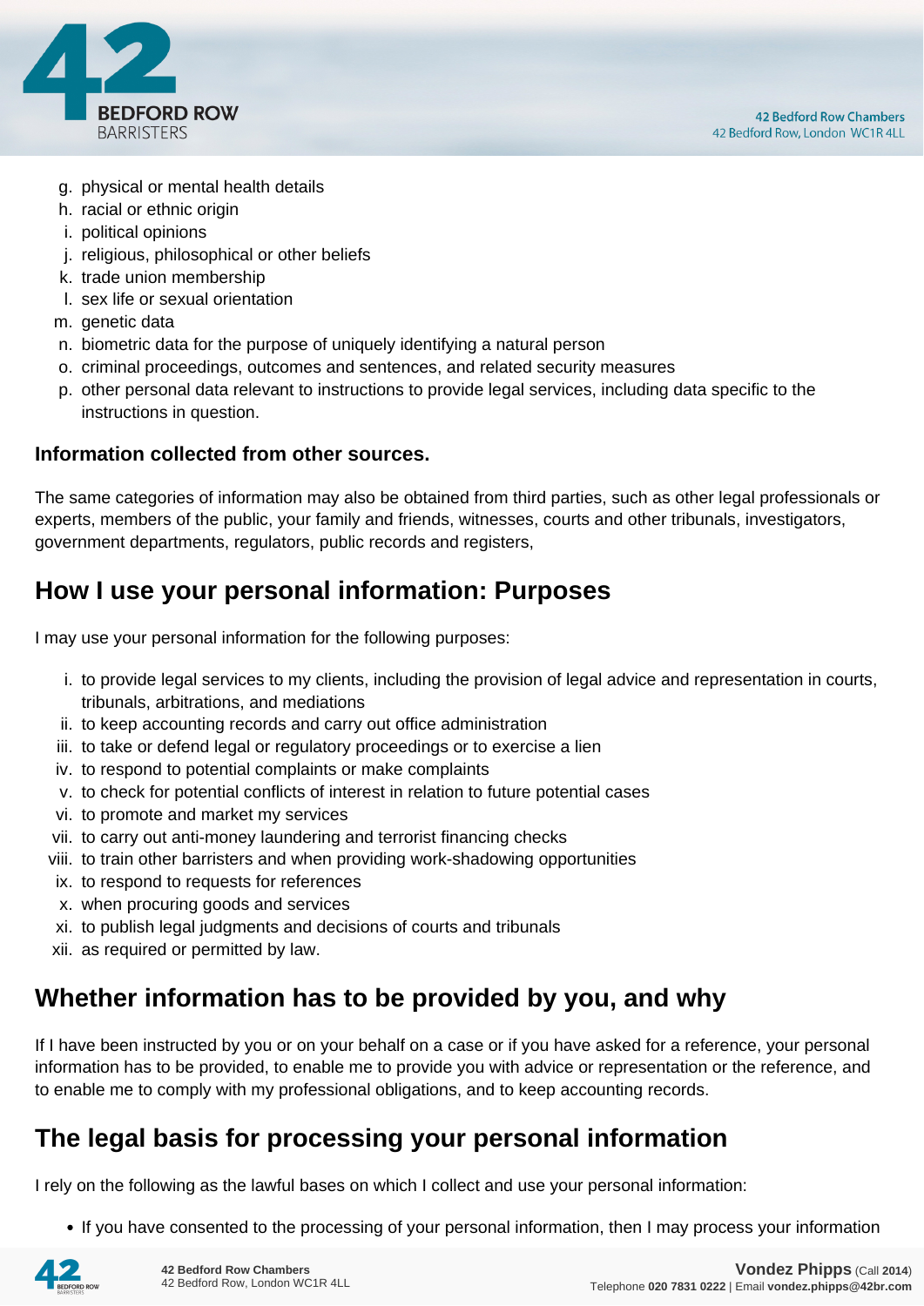g. physical or mental health details
h. racial or ethnic origin
i. political opinions
j. religious, philosophical or other beliefs
k. trade union membership
l. sex life or sexual orientation
m. genetic data
n. biometric data for the purpose of uniquely identifying a natural person
o. criminal proceedings, outcomes and sentences, and related security measures
p. other personal data relevant to instructions to provide legal services, including data specific to the instructions in question.

**Information collected from other sources.**

The same categories of information may also be obtained from third parties, such as other legal professionals or experts, members of the public, your family and friends, witnesses, courts and other tribunals, investigators, government departments, regulators, public records and registers,

## How I use your personal information: Purposes

I may use your personal information for the following purposes:

i. to provide legal services to my clients, including the provision of legal advice and representation in courts, tribunals, arbitrations, and mediations
ii. to keep accounting records and carry out office administration
iii. to take or defend legal or regulatory proceedings or to exercise a lien
iv. to respond to potential complaints or make complaints
v. to check for potential conflicts of interest in relation to future potential cases
vi. to promote and market my services
vii. to carry out anti-money laundering and terrorist financing checks
viii. to train other barristers and when providing work-shadowing opportunities
ix. to respond to requests for references
x. when procuring goods and services
xi. to publish legal judgments and decisions of courts and tribunals
xii. as required or permitted by law.

## Whether information has to be provided by you, and why

If I have been instructed by you or on your behalf on a case or if you have asked for a reference, your personal information has to be provided, to enable me to provide you with advice or representation or the reference, and to enable me to comply with my professional obligations, and to keep accounting records.

## The legal basis for processing your personal information

I rely on the following as the lawful bases on which I collect and use your personal information:

- If you have consented to the processing of your personal information, then I may process your information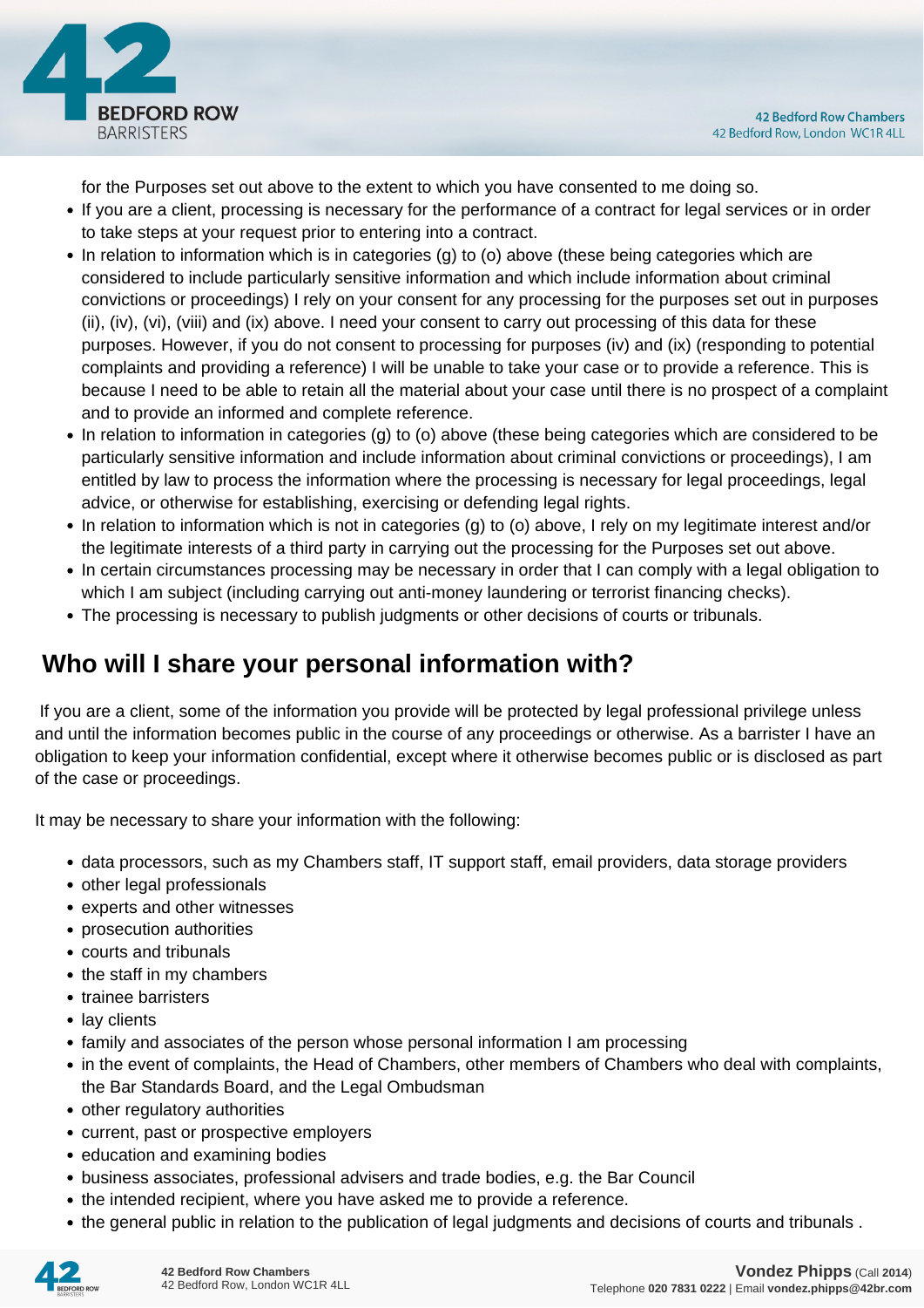for the Purposes set out above to the extent to which you have consented to me doing so.

- If you are a client, processing is necessary for the performance of a contract for legal services or in order to take steps at your request prior to entering into a contract.
- In relation to information which is in categories (g) to (o) above (these being categories which are considered to include particularly sensitive information and which include information about criminal convictions or proceedings) I rely on your consent for any processing for the purposes set out in purposes (ii), (iv), (vi), (viii) and (ix) above. I need your consent to carry out processing of this data for these purposes. However, if you do not consent to processing for purposes (iv) and (ix) (responding to potential complaints and providing a reference) I will be unable to take your case or to provide a reference. This is because I need to be able to retain all the material about your case until there is no prospect of a complaint and to provide an informed and complete reference.
- In relation to information in categories (g) to (o) above (these being categories which are considered to be particularly sensitive information and include information about criminal convictions or proceedings), I am entitled by law to process the information where the processing is necessary for legal proceedings, legal advice, or otherwise for establishing, exercising or defending legal rights.
- In relation to information which is not in categories (g) to (o) above, I rely on my legitimate interest and/or the legitimate interests of a third party in carrying out the processing for the Purposes set out above.
- In certain circumstances processing may be necessary in order that I can comply with a legal obligation to which I am subject (including carrying out anti-money laundering or terrorist financing checks).
- The processing is necessary to publish judgments or other decisions of courts or tribunals.

## Who will I share your personal information with?

If you are a client, some of the information you provide will be protected by legal professional privilege unless and until the information becomes public in the course of any proceedings or otherwise. As a barrister I have an obligation to keep your information confidential, except where it otherwise becomes public or is disclosed as part of the case or proceedings.

It may be necessary to share your information with the following:

- data processors, such as my Chambers staff, IT support staff, email providers, data storage providers
- other legal professionals
- experts and other witnesses
- prosecution authorities
- courts and tribunals
- the staff in my chambers
- trainee barristers
- lay clients
- family and associates of the person whose personal information I am processing
- in the event of complaints, the Head of Chambers, other members of Chambers who deal with complaints, the Bar Standards Board, and the Legal Ombudsman
- other regulatory authorities
- current, past or prospective employers
- education and examining bodies
- business associates, professional advisers and trade bodies, e.g. the Bar Council
- the intended recipient, where you have asked me to provide a reference.
- the general public in relation to the publication of legal judgments and decisions of courts and tribunals .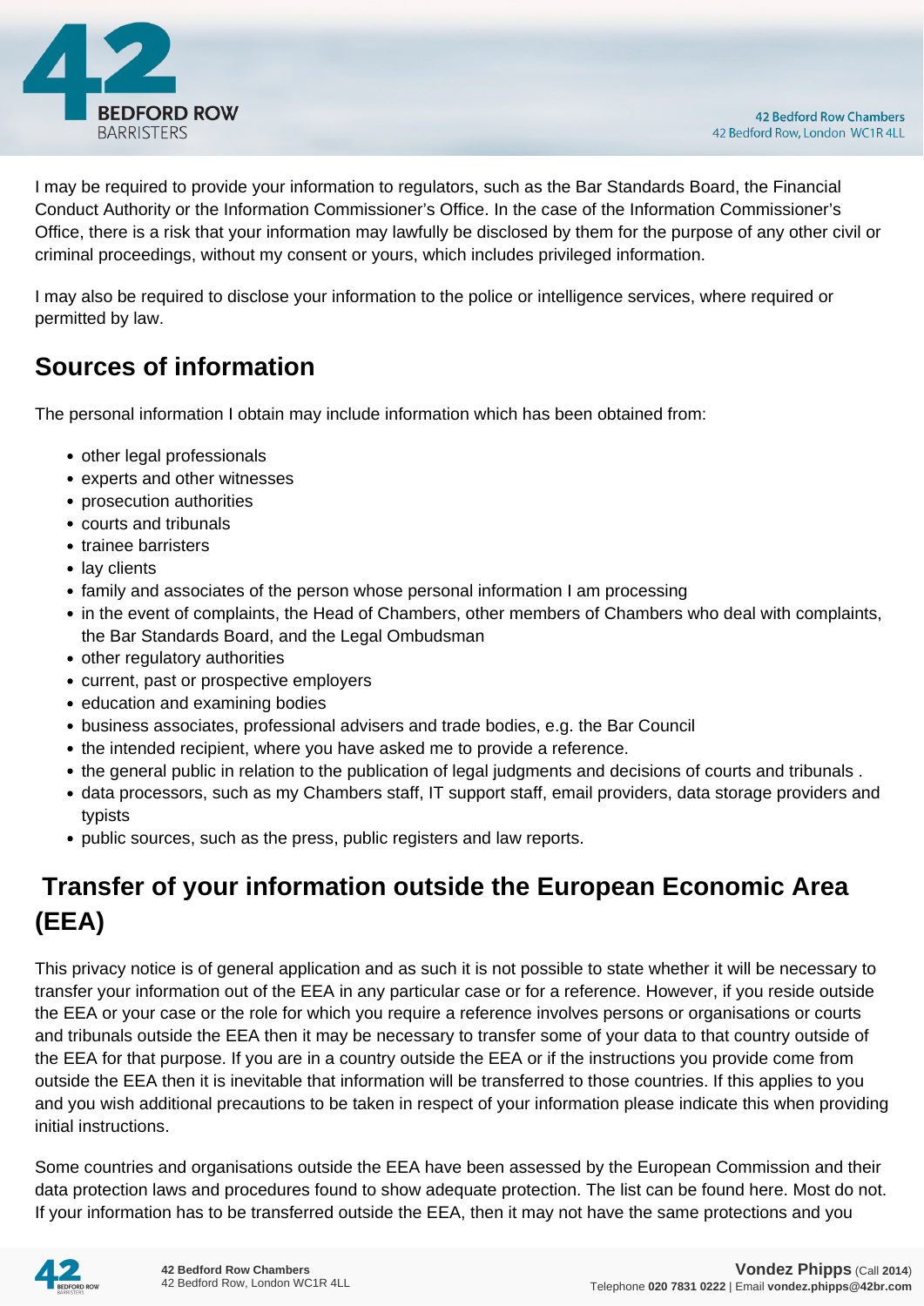I may be required to provide your information to regulators, such as the Bar Standards Board, the Financial Conduct Authority or the Information Commissioner's Office. In the case of the Information Commissioner's Office, there is a risk that your information may lawfully be disclosed by them for the purpose of any other civil or criminal proceedings, without my consent or yours, which includes privileged information.

I may also be required to disclose your information to the police or intelligence services, where required or permitted by law.

## Sources of information

The personal information I obtain may include information which has been obtained from:

- other legal professionals
- experts and other witnesses
- prosecution authorities
- courts and tribunals
- trainee barristers
- lay clients
- family and associates of the person whose personal information I am processing
- in the event of complaints, the Head of Chambers, other members of Chambers who deal with complaints, the Bar Standards Board, and the Legal Ombudsman
- other regulatory authorities
- current, past or prospective employers
- education and examining bodies
- business associates, professional advisers and trade bodies, e.g. the Bar Council
- the intended recipient, where you have asked me to provide a reference.
- the general public in relation to the publication of legal judgments and decisions of courts and tribunals .
- data processors, such as my Chambers staff, IT support staff, email providers, data storage providers and typists
- public sources, such as the press, public registers and law reports.

## Transfer of your information outside the European Economic Area (EEA)

This privacy notice is of general application and as such it is not possible to state whether it will be necessary to transfer your information out of the EEA in any particular case or for a reference. However, if you reside outside the EEA or your case or the role for which you require a reference involves persons or organisations or courts and tribunals outside the EEA then it may be necessary to transfer some of your data to that country outside of the EEA for that purpose. If you are in a country outside the EEA or if the instructions you provide come from outside the EEA then it is inevitable that information will be transferred to those countries. If this applies to you and you wish additional precautions to be taken in respect of your information please indicate this when providing initial instructions.

Some countries and organisations outside the EEA have been assessed by the European Commission and their data protection laws and procedures found to show adequate protection. The list can be found here. Most do not. If your information has to be transferred outside the EEA, then it may not have the same protections and you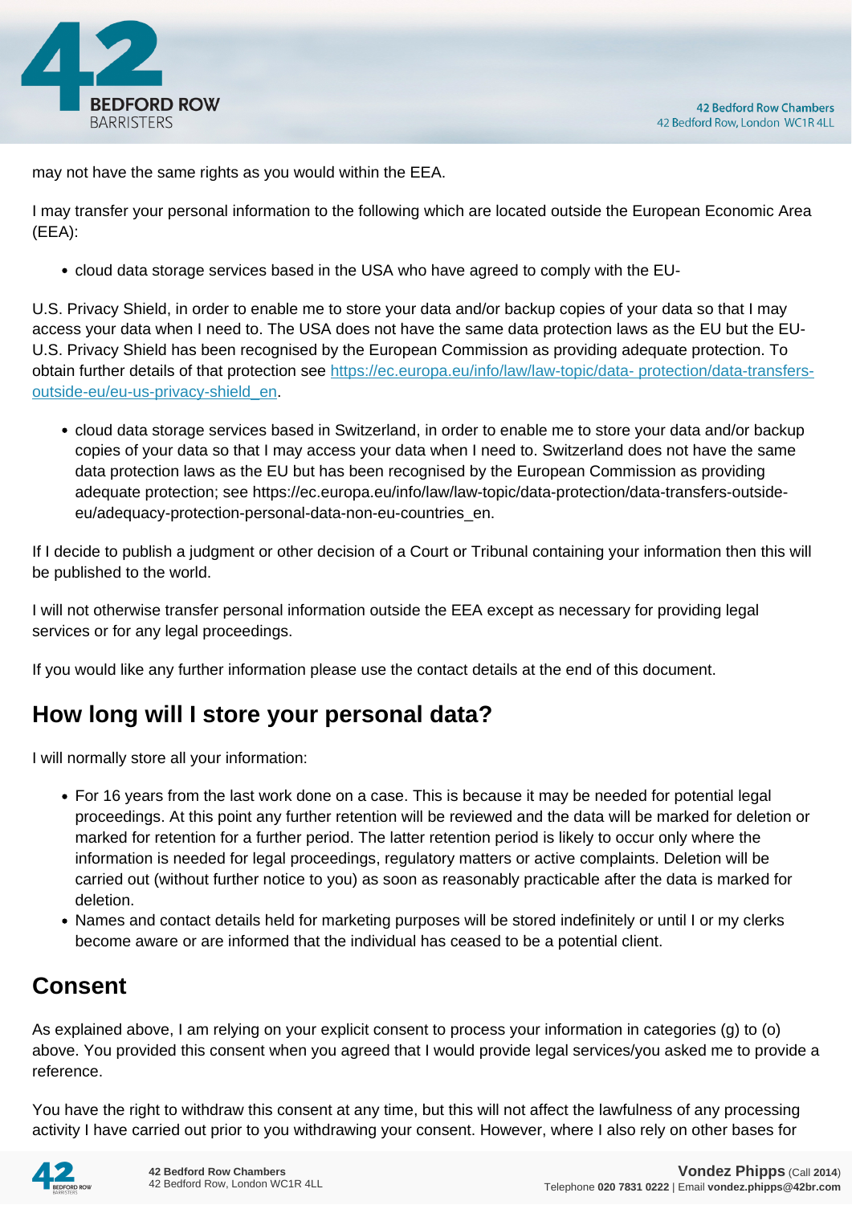may not have the same rights as you would within the EEA.

I may transfer your personal information to the following which are located outside the European Economic Area (EEA):

- cloud data storage services based in the USA who have agreed to comply with the EU-

U.S. Privacy Shield, in order to enable me to store your data and/or backup copies of your data so that I may access your data when I need to. The USA does not have the same data protection laws as the EU but the EU-U.S. Privacy Shield has been recognised by the European Commission as providing adequate protection. To obtain further details of that protection see [https://ec.europa.eu/info/law/law-topic/data- protection/data-transfers-outside-eu/eu-us-privacy-shield_en](https://ec.europa.eu/info/law/law-topic/data-protection/data-transfers-outside-eu/eu-us-privacy-shield_en).

- cloud data storage services based in Switzerland, in order to enable me to store your data and/or backup copies of your data so that I may access your data when I need to. Switzerland does not have the same data protection laws as the EU but has been recognised by the European Commission as providing adequate protection; see https://ec.europa.eu/info/law/law-topic/data-protection/data-transfers-outside-eu/adequacy-protection-personal-data-non-eu-countries_en.

If I decide to publish a judgment or other decision of a Court or Tribunal containing your information then this will be published to the world.

I will not otherwise transfer personal information outside the EEA except as necessary for providing legal services or for any legal proceedings.

If you would like any further information please use the contact details at the end of this document.

## How long will I store your personal data?

I will normally store all your information:

- For 16 years from the last work done on a case. This is because it may be needed for potential legal proceedings. At this point any further retention will be reviewed and the data will be marked for deletion or marked for retention for a further period. The latter retention period is likely to occur only where the information is needed for legal proceedings, regulatory matters or active complaints. Deletion will be carried out (without further notice to you) as soon as reasonably practicable after the data is marked for deletion.
- Names and contact details held for marketing purposes will be stored indefinitely or until I or my clerks become aware or are informed that the individual has ceased to be a potential client.

## Consent

As explained above, I am relying on your explicit consent to process your information in categories (g) to (o) above. You provided this consent when you agreed that I would provide legal services/you asked me to provide a reference.

You have the right to withdraw this consent at any time, but this will not affect the lawfulness of any processing activity I have carried out prior to you withdrawing your consent. However, where I also rely on other bases for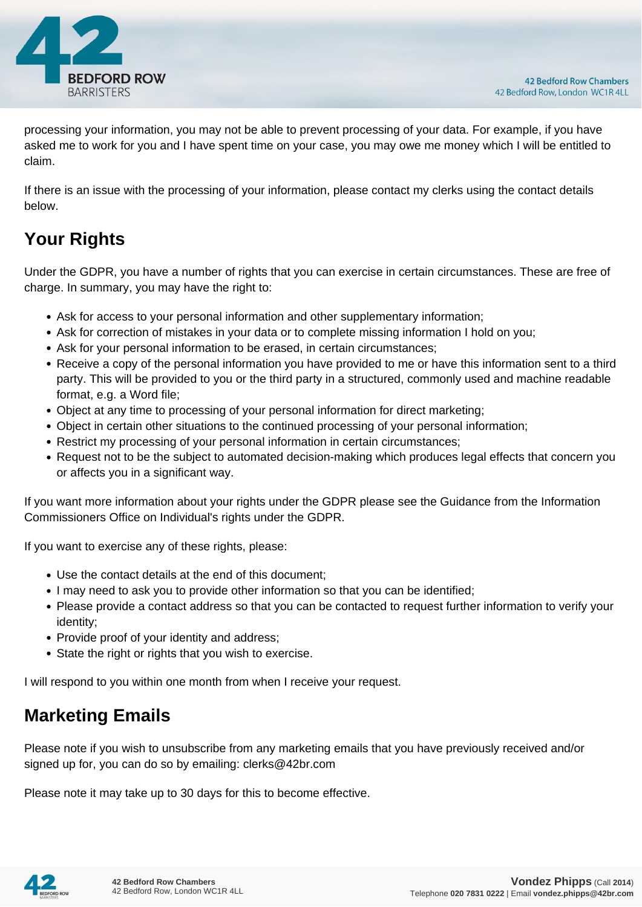processing your information, you may not be able to prevent processing of your data. For example, if you have asked me to work for you and I have spent time on your case, you may owe me money which I will be entitled to claim.

If there is an issue with the processing of your information, please contact my clerks using the contact details below.

## Your Rights

Under the GDPR, you have a number of rights that you can exercise in certain circumstances. These are free of charge. In summary, you may have the right to:

- Ask for access to your personal information and other supplementary information;
- Ask for correction of mistakes in your data or to complete missing information I hold on you;
- Ask for your personal information to be erased, in certain circumstances;
- Receive a copy of the personal information you have provided to me or have this information sent to a third party. This will be provided to you or the third party in a structured, commonly used and machine readable format, e.g. a Word file;
- Object at any time to processing of your personal information for direct marketing;
- Object in certain other situations to the continued processing of your personal information;
- Restrict my processing of your personal information in certain circumstances;
- Request not to be the subject to automated decision-making which produces legal effects that concern you or affects you in a significant way.

If you want more information about your rights under the GDPR please see the Guidance from the Information Commissioners Office on Individual's rights under the GDPR.

If you want to exercise any of these rights, please:

- Use the contact details at the end of this document;
- I may need to ask you to provide other information so that you can be identified;
- Please provide a contact address so that you can be contacted to request further information to verify your identity;
- Provide proof of your identity and address;
- State the right or rights that you wish to exercise.

I will respond to you within one month from when I receive your request.

## Marketing Emails

Please note if you wish to unsubscribe from any marketing emails that you have previously received and/or signed up for, you can do so by emailing: clerks@42br.com

Please note it may take up to 30 days for this to become effective.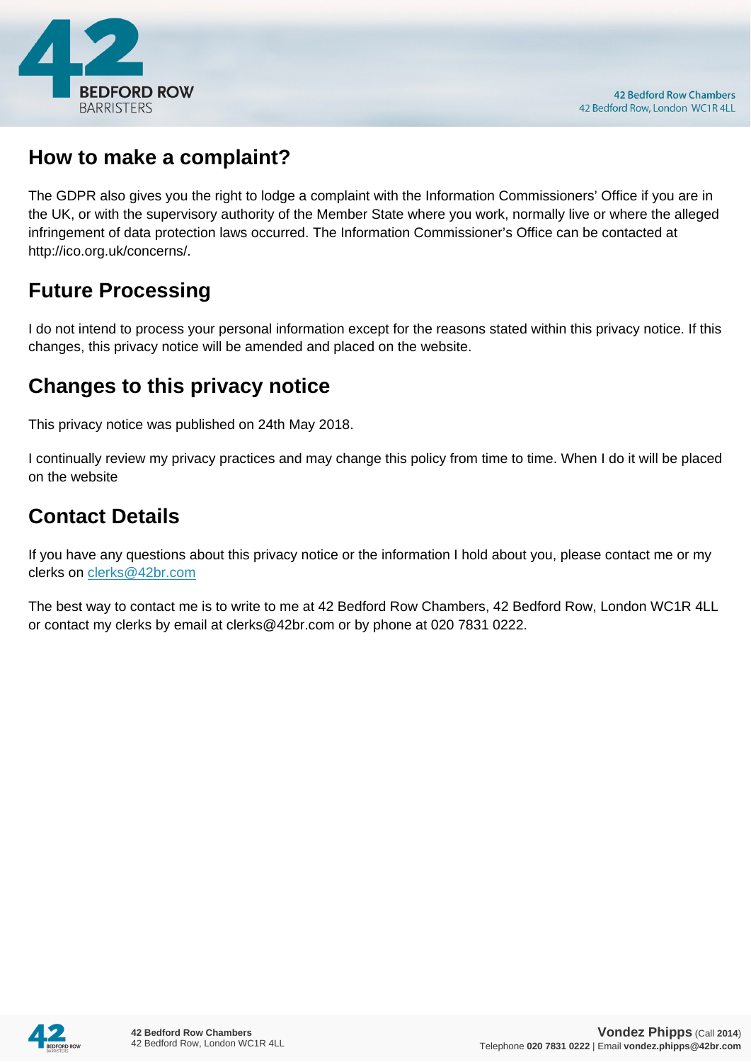## How to make a complaint?

The GDPR also gives you the right to lodge a complaint with the Information Commissioners' Office if you are in the UK, or with the supervisory authority of the Member State where you work, normally live or where the alleged infringement of data protection laws occurred. The Information Commissioner's Office can be contacted at http://ico.org.uk/concerns/.

## Future Processing

I do not intend to process your personal information except for the reasons stated within this privacy notice. If this changes, this privacy notice will be amended and placed on the website.

## Changes to this privacy notice

This privacy notice was published on 24th May 2018.

I continually review my privacy practices and may change this policy from time to time. When I do it will be placed on the website

## Contact Details

If you have any questions about this privacy notice or the information I hold about you, please contact me or my clerks on clerks@42br.com

The best way to contact me is to write to me at 42 Bedford Row Chambers, 42 Bedford Row, London WC1R 4LL or contact my clerks by email at clerks@42br.com or by phone at 020 7831 0222.